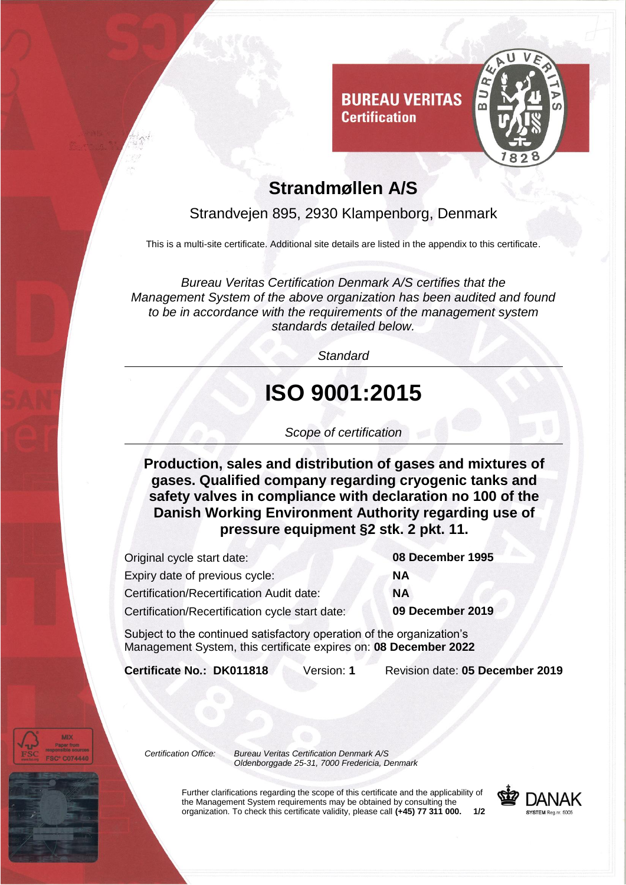BUREAU VERITAS
Certification

# Strandmøllen A/S

Strandvejen 895, 2930 Klampenborg, Denmark

This is a multi-site certificate. Additional site details are listed in the appendix to this certificate.

*Bureau Veritas Certification Denmark A/S certifies that the Management System of the above organization has been audited and found to be in accordance with the requirements of the management system standards detailed below.*

*Standard*

# ISO 9001:2015

*Scope of certification*

**Production, sales and distribution of gases and mixtures of gases. Qualified company regarding cryogenic tanks and safety valves in compliance with declaration no 100 of the Danish Working Environment Authority regarding use of pressure equipment §2 stk. 2 pkt. 11.**

| | |
|---|---|
| Original cycle start date: | **08 December 1995** |
| Expiry date of previous cycle: | **NA** |
| Certification/Recertification Audit date: | **NA** |
| Certification/Recertification cycle start date: | **09 December 2019** |

Subject to the continued satisfactory operation of the organization's Management System, this certificate expires on: **08 December 2022**

**Certificate No.: DK011818** Version: **1** Revision date: **05 December 2019**

*Certification Office:* *Bureau Veritas Certification Denmark A/S, Oldenborggade 25-31, 7000 Fredericia, Denmark*

Further clarifications regarding the scope of this certificate and the applicability of the Management System requirements may be obtained by consulting the organization. To check this certificate validity, please call **(+45) 77 311 000.**

DANAK SYSTEM Reg.nr. 5005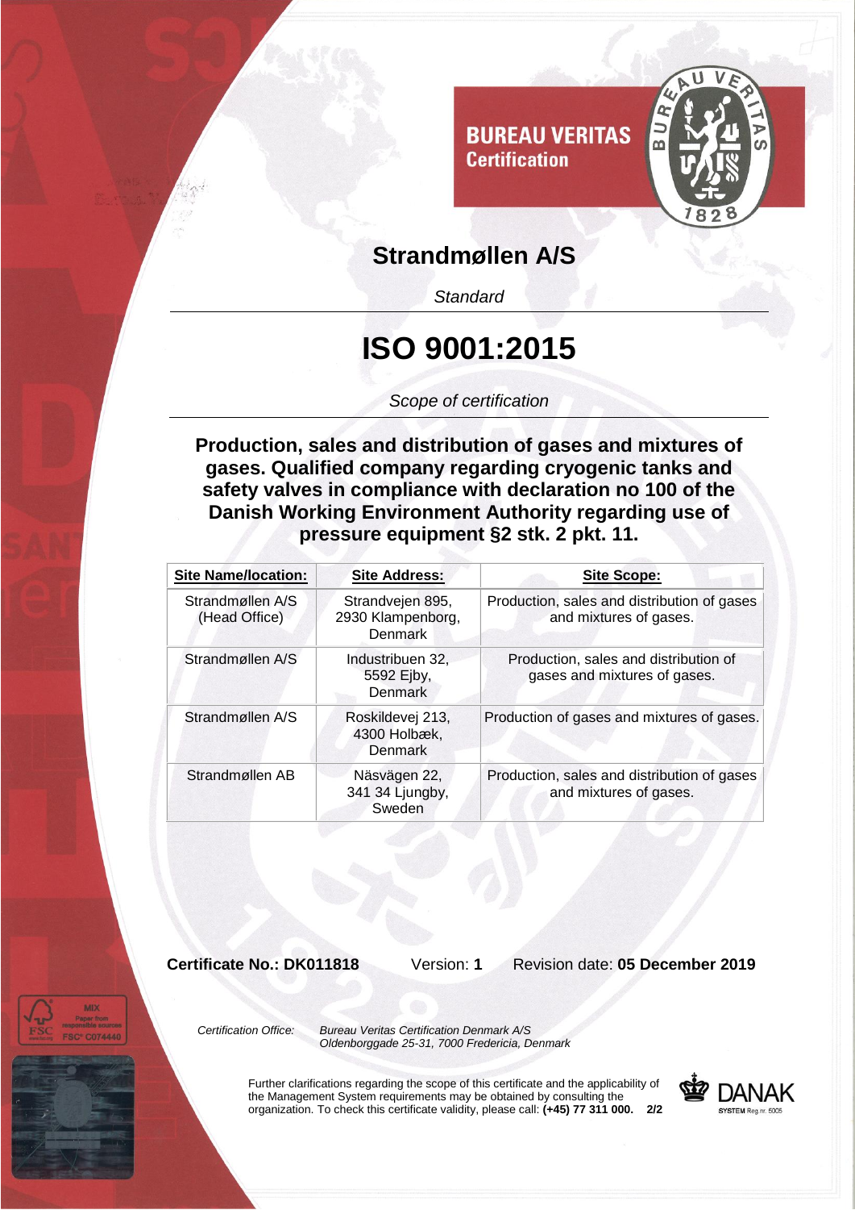BUREAU VERITAS
Certification

# Strandmøllen A/S

*Standard*

# ISO 9001:2015

*Scope of certification*

**Production, sales and distribution of gases and mixtures of gases. Qualified company regarding cryogenic tanks and safety valves in compliance with declaration no 100 of the Danish Working Environment Authority regarding use of pressure equipment §2 stk. 2 pkt. 11.**

| Site Name/location: | Site Address: | Site Scope: |
|---|---|---|
| Strandmøllen A/S (Head Office) | Strandvejen 895, 2930 Klampenborg, Denmark | Production, sales and distribution of gases and mixtures of gases. |
| Strandmøllen A/S | Industribuen 32, 5592 Ejby, Denmark | Production, sales and distribution of gases and mixtures of gases. |
| Strandmøllen A/S | Roskildevej 213, 4300 Holbæk, Denmark | Production of gases and mixtures of gases. |
| Strandmøllen AB | Näsvägen 22, 341 34 Ljungby, Sweden | Production, sales and distribution of gases and mixtures of gases. |

**Certificate No.: DK011818** Version: **1** Revision date: **05 December 2019**

*Certification Office:* *Bureau Veritas Certification Denmark A/S*
*Oldenborggade 25-31, 7000 Fredericia, Denmark*

Further clarifications regarding the scope of this certificate and the applicability of the Management System requirements may be obtained by consulting the organization. To check this certificate validity, please call: **(+45) 77 311 000.**

DANAK SYSTEM Reg.nr. 5005